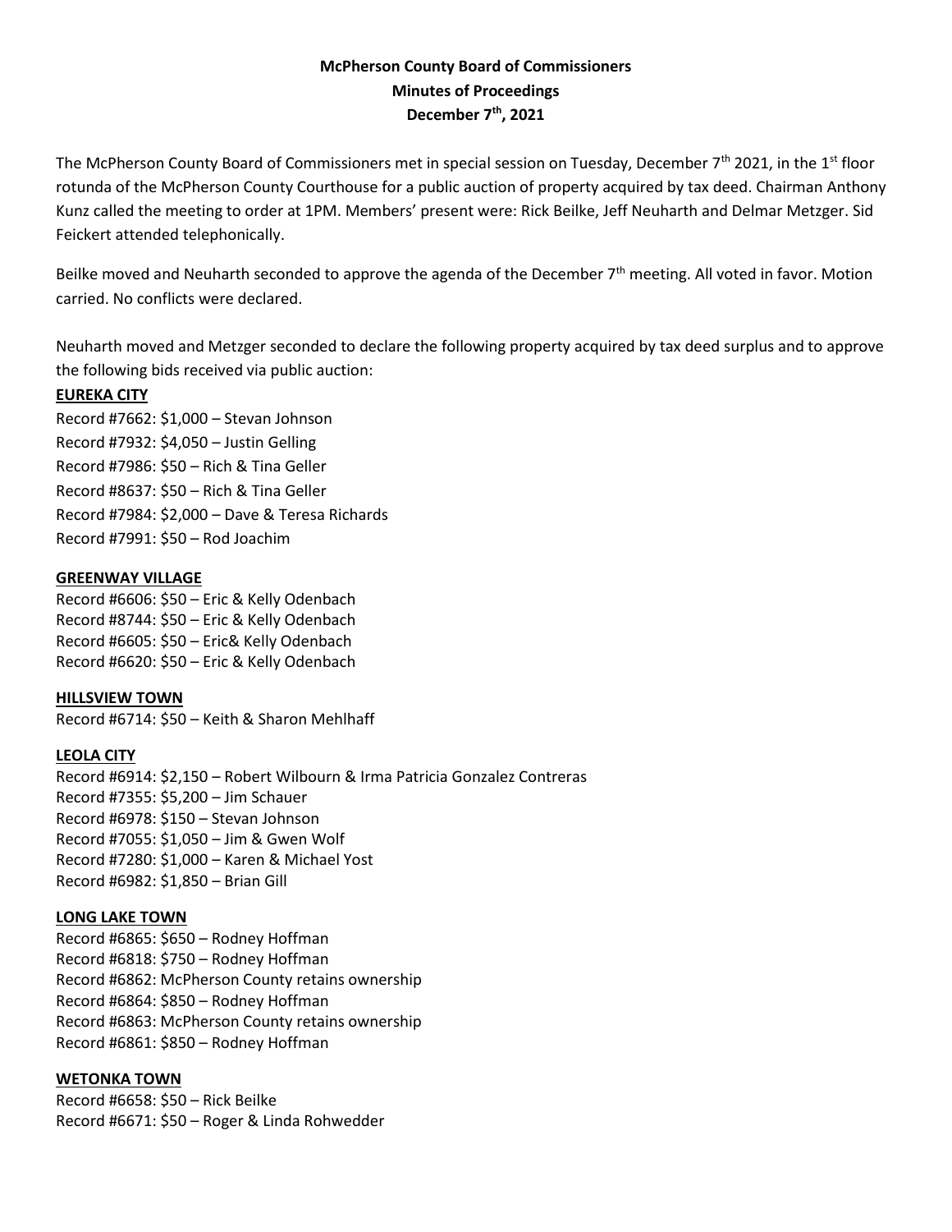**McPherson County Board of Commissioners**
**Minutes of Proceedings**
**December 7th, 2021**

The McPherson County Board of Commissioners met in special session on Tuesday, December 7th 2021, in the 1st floor rotunda of the McPherson County Courthouse for a public auction of property acquired by tax deed. Chairman Anthony Kunz called the meeting to order at 1PM. Members' present were: Rick Beilke, Jeff Neuharth and Delmar Metzger. Sid Feickert attended telephonically.

Beilke moved and Neuharth seconded to approve the agenda of the December 7th meeting. All voted in favor. Motion carried. No conflicts were declared.

Neuharth moved and Metzger seconded to declare the following property acquired by tax deed surplus and to approve the following bids received via public auction:

**EUREKA CITY**

Record #7662: $1,000 – Stevan Johnson
Record #7932: $4,050 – Justin Gelling
Record #7986: $50 – Rich & Tina Geller
Record #8637: $50 – Rich & Tina Geller
Record #7984: $2,000 – Dave & Teresa Richards
Record #7991: $50 – Rod Joachim

**GREENWAY VILLAGE**

Record #6606: $50 – Eric & Kelly Odenbach
Record #8744: $50 – Eric & Kelly Odenbach
Record #6605: $50 – Eric& Kelly Odenbach
Record #6620: $50 – Eric & Kelly Odenbach

**HILLSVIEW TOWN**

Record #6714: $50 – Keith & Sharon Mehlhaff

**LEOLA CITY**

Record #6914: $2,150 – Robert Wilbourn & Irma Patricia Gonzalez Contreras
Record #7355: $5,200 – Jim Schauer
Record #6978: $150 – Stevan Johnson
Record #7055: $1,050 – Jim & Gwen Wolf
Record #7280: $1,000 – Karen & Michael Yost
Record #6982: $1,850 – Brian Gill

**LONG LAKE TOWN**

Record #6865: $650 – Rodney Hoffman
Record #6818: $750 – Rodney Hoffman
Record #6862: McPherson County retains ownership
Record #6864: $850 – Rodney Hoffman
Record #6863: McPherson County retains ownership
Record #6861: $850 – Rodney Hoffman

**WETONKA TOWN**

Record #6658: $50 – Rick Beilke
Record #6671: $50 – Roger & Linda Rohwedder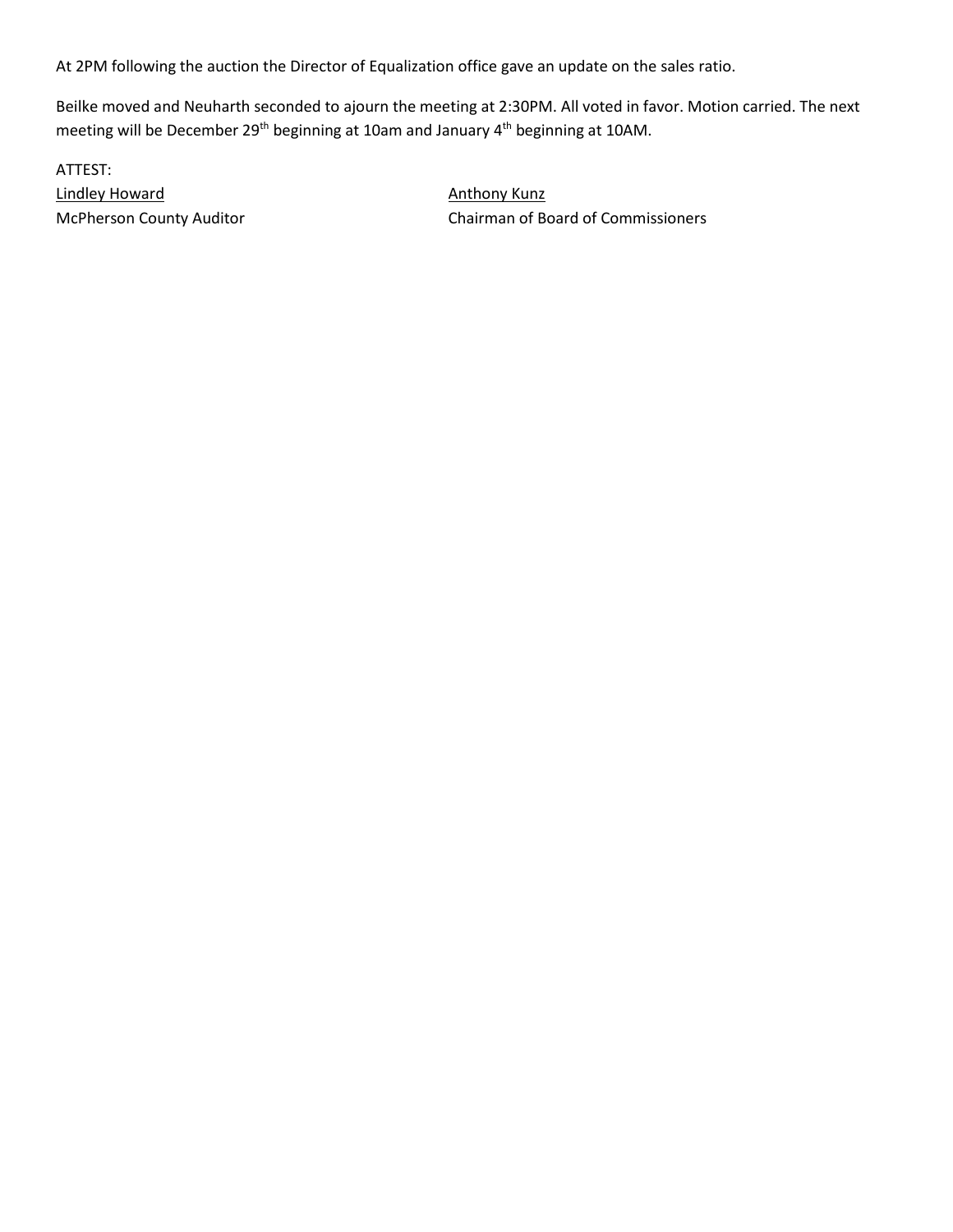At 2PM following the auction the Director of Equalization office gave an update on the sales ratio.

Beilke moved and Neuharth seconded to ajourn the meeting at 2:30PM. All voted in favor. Motion carried. The next meeting will be December 29th beginning at 10am and January 4th beginning at 10AM.

ATTEST:

Lindley Howard
McPherson County Auditor

Anthony Kunz
Chairman of Board of Commissioners